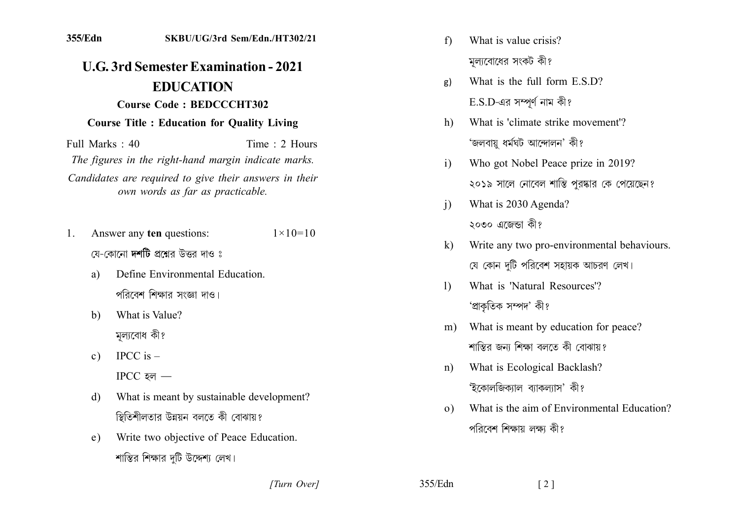# U.G. 3rd Semester Examination - 2021

## EDUCATION

**Course Code : BEDCCCHT302**

**Course Title : Education for Quality Living**

Full Marks : 40 Time : 2 Hours

*The figures in the right-hand margin indicate marks.*

*Candidates are required to give their answers in their own words as far as practicable.*

1. Answer any **ten** questions: $1 \times 10 = 10$

   যে-কোনো **দশটি** প্রশ্নের উত্তর দাও ঃ

   a) Define Environmental Education.
   পরিবেশ শিক্ষার সংজ্ঞা দাও।

   b) What is Value?
   মূল্যবোধ কী?

   c) IPCC is –
   IPCC হল —

   d) What is meant by sustainable development?
   স্থিতিশীলতার উন্নয়ন বলতে কী বোঝায়?

   e) Write two objective of Peace Education.
   শান্তির শিক্ষার দুটি উদ্দেশ্য লেখ।

   f) What is value crisis?
   মূল্যবোধের সংকট কী?

   g) What is the full form E.S.D?
   E.S.D-এর সম্পূর্ণ নাম কী?

   h) What is 'climate strike movement'?
   'জলবায়ু ধর্মঘট আন্দোলন' কী?

   i) Who got Nobel Peace prize in 2019?
   ২০১৯ সালে নোবেল শান্তি পুরষ্কার কে পেয়েছেন?

   j) What is 2030 Agenda?
   ২০৩০ এজেন্ডা কী?

   k) Write any two pro-environmental behaviours.
   যে কোন দুটি পরিবেশ সহায়ক আচরণ লেখ।

   l) What is 'Natural Resources'?
   'প্রাকৃতিক সম্পদ' কী?

   m) What is meant by education for peace?
   শান্তির জন্য শিক্ষা বলতে কী বোঝায়?

   n) What is Ecological Backlash?
   'ইকোলজিক্যাল ব্যাকল্যাস' কী?

   o) What is the aim of Environmental Education?
   পরিবেশ শিক্ষায় লক্ষ্য কী?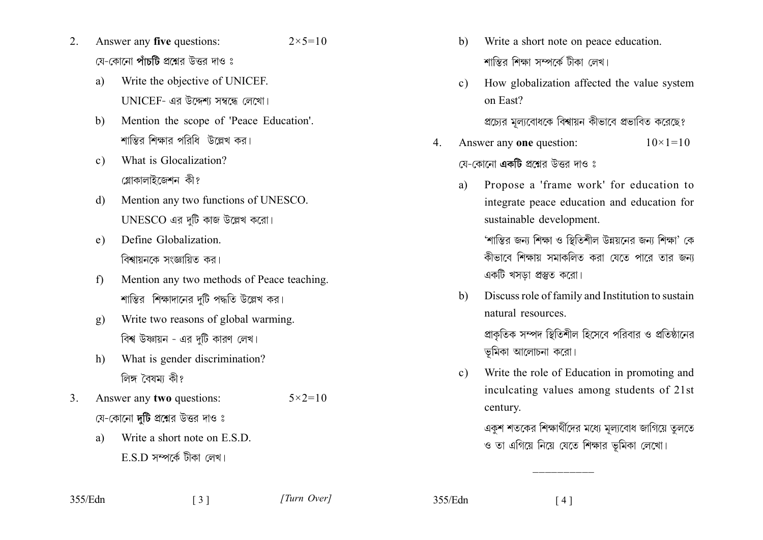2. Answer any **five** questions: $2\times5=10$

যে-কোনো **পাঁচটি** প্রশ্নের উত্তর দাও ঃ

a) Write the objective of UNICEF.

UNICEF- এর উদ্দেশ্য সম্বন্ধে লেখো।

b) Mention the scope of 'Peace Education'.

শান্তির শিক্ষার পরিধি উল্লেখ কর।

c) What is Glocalization?

গ্লোকালাইজেশন কী?

d) Mention any two functions of UNESCO.

UNESCO এর দুটি কাজ উল্লেখ করো।

e) Define Globalization.

বিশ্বায়নকে সংজ্ঞায়িত কর।

f) Mention any two methods of Peace teaching.

শান্তির শিক্ষাদানের দুটি পদ্ধতি উল্লেখ কর।

g) Write two reasons of global warming.

বিশ্ব উষ্ণায়ন - এর দুটি কারণ লেখ।

h) What is gender discrimination?

লিঙ্গ বৈষম্য কী?

3. Answer any **two** questions: $5\times2=10$

যে-কোনো **দুটি** প্রশ্নের উত্তর দাও ঃ

a) Write a short note on E.S.D.

E.S.D সম্পর্কে টীকা লেখ।

b) Write a short note on peace education.

শান্তির শিক্ষা সম্পর্কে টীকা লেখ।

c) How globalization affected the value system on East?

প্রচ্যের মূল্যবোধকে বিশ্বায়ন কীভাবে প্রভাবিত করেছে?

4. Answer any **one** question: $10\times1=10$

যে-কোনো **একটি** প্রশ্নের উত্তর দাও ঃ

a) Propose a 'frame work' for education to integrate peace education and education for sustainable development.

'শান্তির জন্য শিক্ষা ও স্থিতিশীল উন্নয়নের জন্য শিক্ষা' কে কীভাবে শিক্ষায় সমাকলিত করা যেতে পারে তার জন্য একটি খসড়া প্রস্তুত করো।

b) Discuss role of family and Institution to sustain natural resources.

প্রাকৃতিক সম্পদ স্থিতিশীল হিসেবে পরিবার ও প্রতিষ্ঠানের ভূমিকা আলোচনা করো।

c) Write the role of Education in promoting and inculcating values among students of 21st century.

একুশ শতকের শিক্ষার্থীদের মধ্যে মূল্যবোধ জাগিয়ে তুলতে ও তা এগিয়ে নিয়ে যেতে শিক্ষার ভূমিকা লেখো।

———————